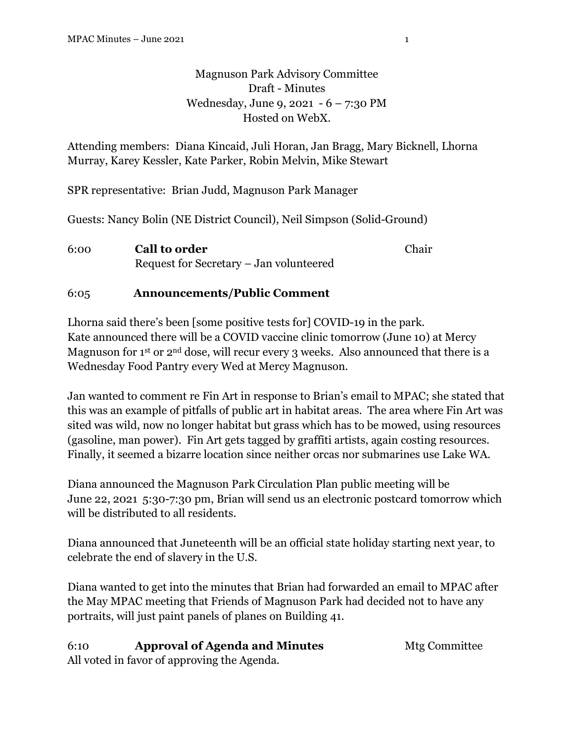Magnuson Park Advisory Committee
Draft - Minutes
Wednesday, June 9, 2021 - 6 – 7:30 PM
Hosted on WebX.

Attending members: Diana Kincaid, Juli Horan, Jan Bragg, Mary Bicknell, Lhorna Murray, Karey Kessler, Kate Parker, Robin Melvin, Mike Stewart

SPR representative: Brian Judd, Magnuson Park Manager

Guests: Nancy Bolin (NE District Council), Neil Simpson (Solid-Ground)

6:00 **Call to order** Chair
Request for Secretary – Jan volunteered

6:05 **Announcements/Public Comment**

Lhorna said there's been [some positive tests for] COVID-19 in the park.
Kate announced there will be a COVID vaccine clinic tomorrow (June 10) at Mercy Magnuson for 1st or 2nd dose, will recur every 3 weeks. Also announced that there is a Wednesday Food Pantry every Wed at Mercy Magnuson.

Jan wanted to comment re Fin Art in response to Brian's email to MPAC; she stated that this was an example of pitfalls of public art in habitat areas. The area where Fin Art was sited was wild, now no longer habitat but grass which has to be mowed, using resources (gasoline, man power). Fin Art gets tagged by graffiti artists, again costing resources. Finally, it seemed a bizarre location since neither orcas nor submarines use Lake WA.

Diana announced the Magnuson Park Circulation Plan public meeting will be June 22, 2021 5:30-7:30 pm, Brian will send us an electronic postcard tomorrow which will be distributed to all residents.

Diana announced that Juneteenth will be an official state holiday starting next year, to celebrate the end of slavery in the U.S.

Diana wanted to get into the minutes that Brian had forwarded an email to MPAC after the May MPAC meeting that Friends of Magnuson Park had decided not to have any portraits, will just paint panels of planes on Building 41.

6:10 **Approval of Agenda and Minutes** Mtg Committee
All voted in favor of approving the Agenda.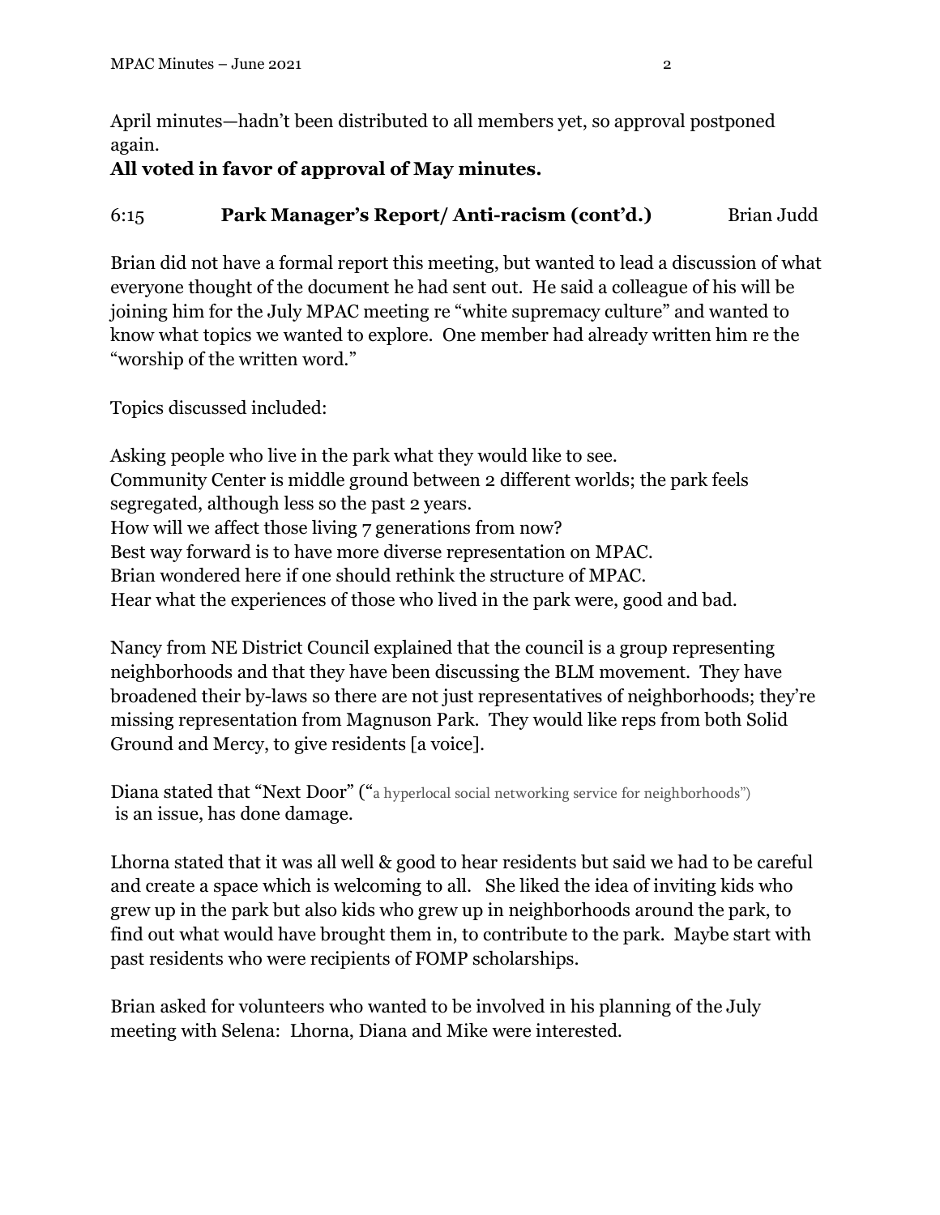April minutes—hadn't been distributed to all members yet, so approval postponed again.

**All voted in favor of approval of May minutes.**

6:15 **Park Manager's Report/ Anti-racism (cont'd.)** Brian Judd

Brian did not have a formal report this meeting, but wanted to lead a discussion of what everyone thought of the document he had sent out. He said a colleague of his will be joining him for the July MPAC meeting re "white supremacy culture" and wanted to know what topics we wanted to explore. One member had already written him re the "worship of the written word."

Topics discussed included:

Asking people who live in the park what they would like to see.
Community Center is middle ground between 2 different worlds; the park feels segregated, although less so the past 2 years.
How will we affect those living 7 generations from now?
Best way forward is to have more diverse representation on MPAC.
Brian wondered here if one should rethink the structure of MPAC.
Hear what the experiences of those who lived in the park were, good and bad.

Nancy from NE District Council explained that the council is a group representing neighborhoods and that they have been discussing the BLM movement. They have broadened their by-laws so there are not just representatives of neighborhoods; they're missing representation from Magnuson Park. They would like reps from both Solid Ground and Mercy, to give residents [a voice].

Diana stated that "Next Door" ("a hyperlocal social networking service for neighborhoods") is an issue, has done damage.

Lhorna stated that it was all well & good to hear residents but said we had to be careful and create a space which is welcoming to all. She liked the idea of inviting kids who grew up in the park but also kids who grew up in neighborhoods around the park, to find out what would have brought them in, to contribute to the park. Maybe start with past residents who were recipients of FOMP scholarships.

Brian asked for volunteers who wanted to be involved in his planning of the July meeting with Selena: Lhorna, Diana and Mike were interested.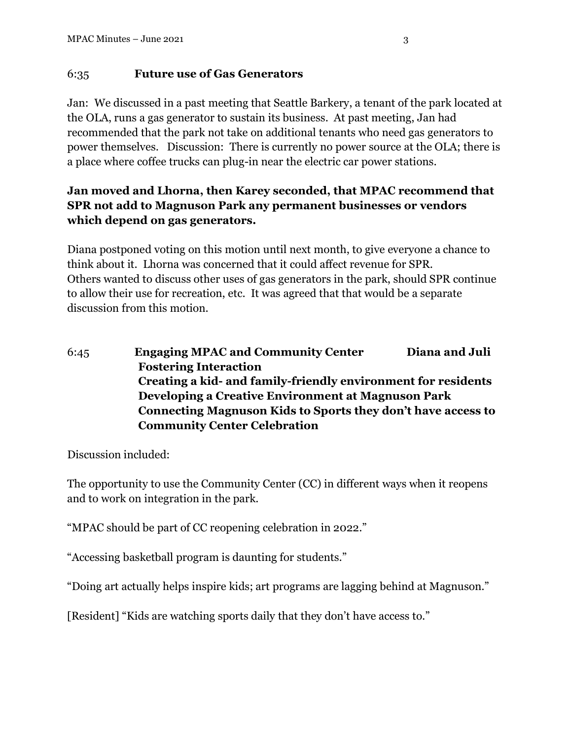## 6:35 **Future use of Gas Generators**

Jan: We discussed in a past meeting that Seattle Barkery, a tenant of the park located at the OLA, runs a gas generator to sustain its business. At past meeting, Jan had recommended that the park not take on additional tenants who need gas generators to power themselves. Discussion: There is currently no power source at the OLA; there is a place where coffee trucks can plug-in near the electric car power stations.

**Jan moved and Lhorna, then Karey seconded, that MPAC recommend that SPR not add to Magnuson Park any permanent businesses or vendors which depend on gas generators.**

Diana postponed voting on this motion until next month, to give everyone a chance to think about it. Lhorna was concerned that it could affect revenue for SPR. Others wanted to discuss other uses of gas generators in the park, should SPR continue to allow their use for recreation, etc. It was agreed that that would be a separate discussion from this motion.

## 6:45 **Engaging MPAC and Community Center** **Diana and Juli**

**Fostering Interaction**
**Creating a kid- and family-friendly environment for residents**
**Developing a Creative Environment at Magnuson Park**
**Connecting Magnuson Kids to Sports they don't have access to**
**Community Center Celebration**

Discussion included:

The opportunity to use the Community Center (CC) in different ways when it reopens and to work on integration in the park.

"MPAC should be part of CC reopening celebration in 2022."

"Accessing basketball program is daunting for students."

"Doing art actually helps inspire kids; art programs are lagging behind at Magnuson."

[Resident] "Kids are watching sports daily that they don't have access to."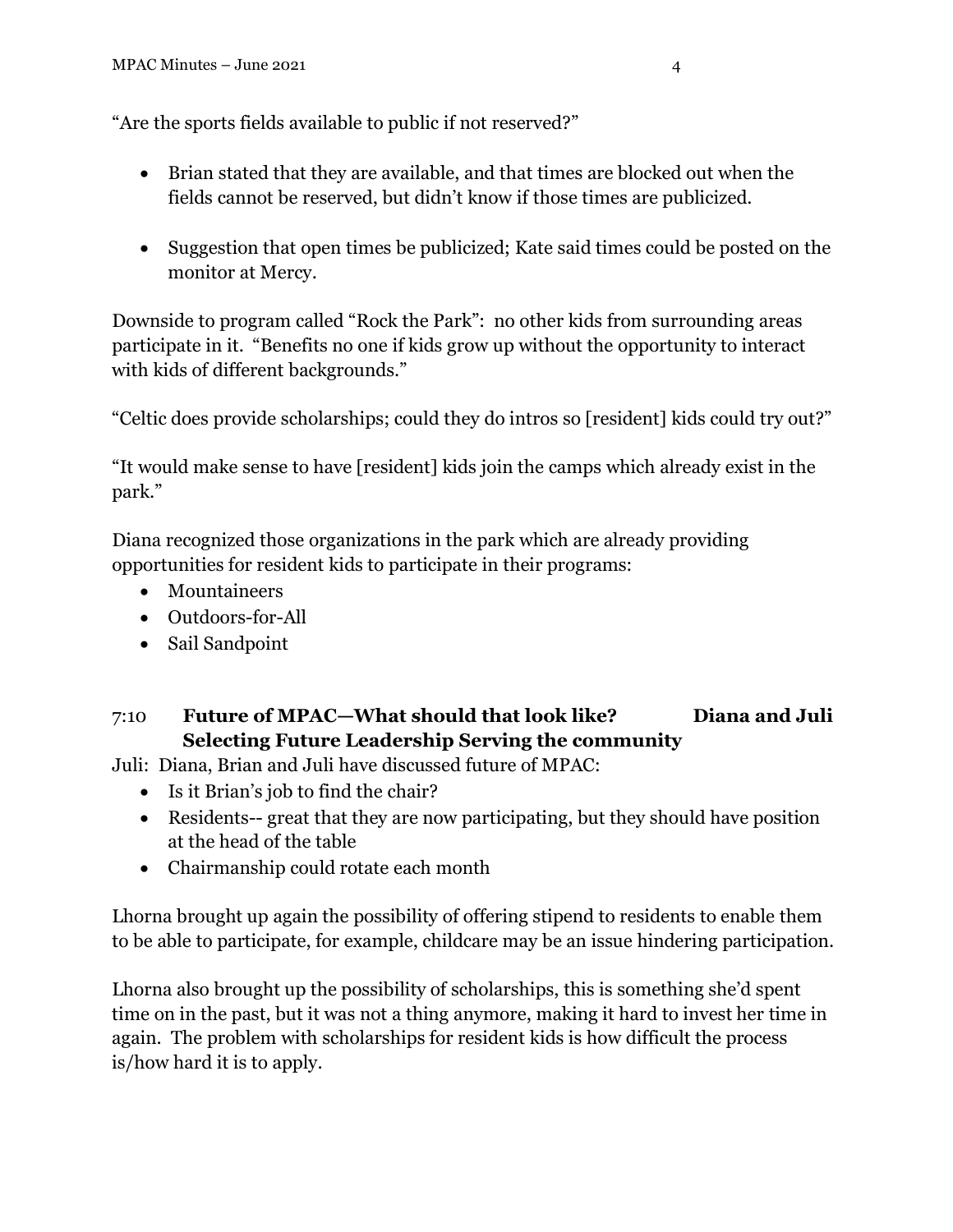"Are the sports fields available to public if not reserved?"

- Brian stated that they are available, and that times are blocked out when the fields cannot be reserved, but didn't know if those times are publicized.
- Suggestion that open times be publicized; Kate said times could be posted on the monitor at Mercy.

Downside to program called "Rock the Park": no other kids from surrounding areas participate in it. "Benefits no one if kids grow up without the opportunity to interact with kids of different backgrounds."

"Celtic does provide scholarships; could they do intros so [resident] kids could try out?"

"It would make sense to have [resident] kids join the camps which already exist in the park."

Diana recognized those organizations in the park which are already providing opportunities for resident kids to participate in their programs:

- Mountaineers
- Outdoors-for-All
- Sail Sandpoint

7:10 **Future of MPAC—What should that look like? Selecting Future Leadership Serving the community** **Diana and Juli**

Juli: Diana, Brian and Juli have discussed future of MPAC:

- Is it Brian's job to find the chair?
- Residents-- great that they are now participating, but they should have position at the head of the table
- Chairmanship could rotate each month

Lhorna brought up again the possibility of offering stipend to residents to enable them to be able to participate, for example, childcare may be an issue hindering participation.

Lhorna also brought up the possibility of scholarships, this is something she'd spent time on in the past, but it was not a thing anymore, making it hard to invest her time in again. The problem with scholarships for resident kids is how difficult the process is/how hard it is to apply.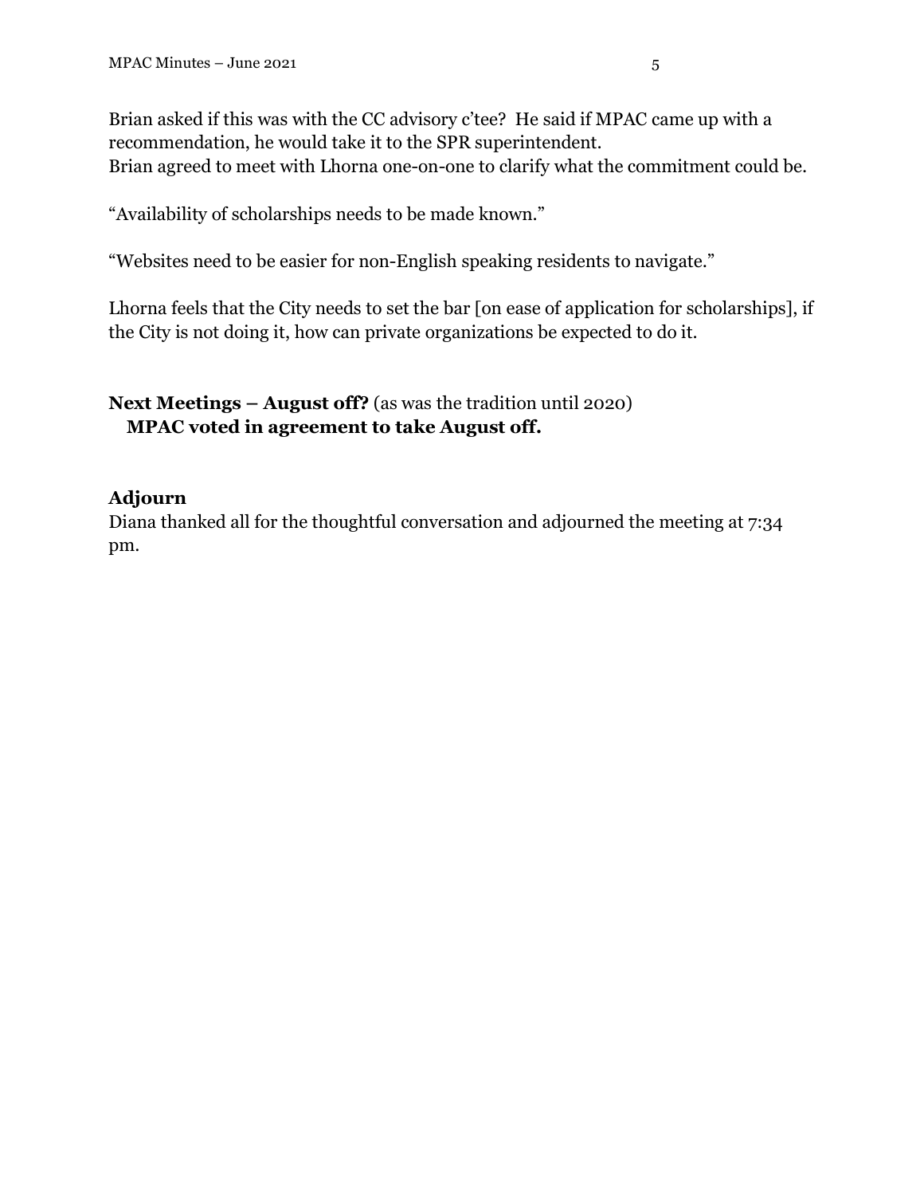Brian asked if this was with the CC advisory c'tee? He said if MPAC came up with a recommendation, he would take it to the SPR superintendent.
Brian agreed to meet with Lhorna one-on-one to clarify what the commitment could be.

"Availability of scholarships needs to be made known."

"Websites need to be easier for non-English speaking residents to navigate."

Lhorna feels that the City needs to set the bar [on ease of application for scholarships], if the City is not doing it, how can private organizations be expected to do it.

**Next Meetings – August off?** (as was the tradition until 2020)
**MPAC voted in agreement to take August off.**

**Adjourn**
Diana thanked all for the thoughtful conversation and adjourned the meeting at 7:34 pm.